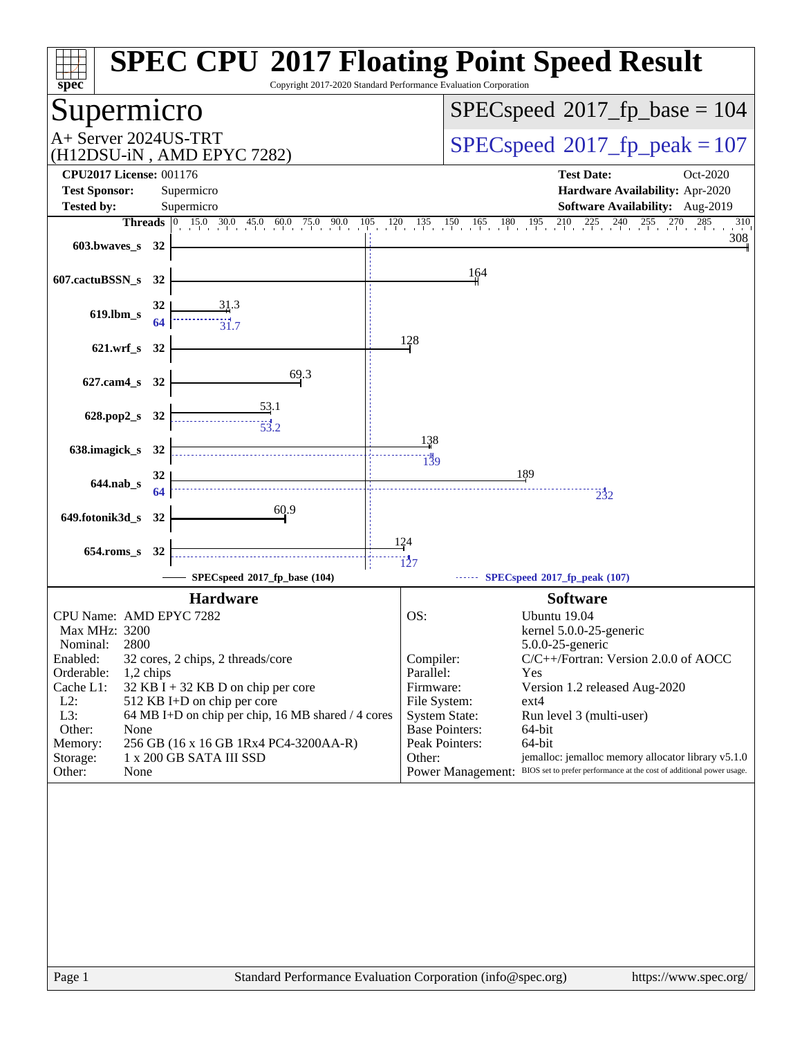# SPEC CPU 2017 Floating Point Speed Result

Copyright 2017-2020 Standard Performance Evaluation Corporation

## Supermicro

A+ Server 2024US-TRT
(H12DSU-iN , AMD EPYC 7282)

SPECspeed 2017_fp_base = 104

SPECspeed 2017_fp_peak = 107

**CPU2017 License:** 001176
**Test Sponsor:** Supermicro
**Tested by:** Supermicro

**Test Date:** Oct-2020
**Hardware Availability:** Apr-2020
**Software Availability:** Aug-2019

| Benchmark | Threads | Base | Peak |
|---|---|---|---|
| 603.bwaves_s | 32 | 308 | |
| 607.cactuBSSN_s | 32 | 164 | |
| 619.lbm_s | 32 (base), 64 (peak) | 31.3 | 31.7 |
| 621.wrf_s | 32 | 128 | |
| 627.cam4_s | 32 | 69.3 | |
| 628.pop2_s | 32 | 53.1 | 53.2 |
| 638.imagick_s | 32 | 138 | 139 |
| 644.nab_s | 32 (base), 64 (peak) | 189 | 232 |
| 649.fotonik3d_s | 32 | 60.9 | |
| 654.roms_s | 32 | 124 | 127 |

SPECspeed 2017_fp_base (104) — SPECspeed 2017_fp_peak (107)

## Hardware

| | |
|---|---|
| CPU Name: | AMD EPYC 7282 |
| Max MHz: | 3200 |
| Nominal: | 2800 |
| Enabled: | 32 cores, 2 chips, 2 threads/core |
| Orderable: | 1,2 chips |
| Cache L1: | 32 KB I + 32 KB D on chip per core |
| L2: | 512 KB I+D on chip per core |
| L3: | 64 MB I+D on chip per chip, 16 MB shared / 4 cores |
| Other: | None |
| Memory: | 256 GB (16 x 16 GB 1Rx4 PC4-3200AA-R) |
| Storage: | 1 x 200 GB SATA III SSD |
| Other: | None |

## Software

| | |
|---|---|
| OS: | Ubuntu 19.04 kernel 5.0.0-25-generic 5.0.0-25-generic |
| Compiler: | C/C++/Fortran: Version 2.0.0 of AOCC |
| Parallel: | Yes |
| Firmware: | Version 1.2 released Aug-2020 |
| File System: | ext4 |
| System State: | Run level 3 (multi-user) |
| Base Pointers: | 64-bit |
| Peak Pointers: | 64-bit |
| Other: | jemalloc: jemalloc memory allocator library v5.1.0 |
| Power Management: | BIOS set to prefer performance at the cost of additional power usage. |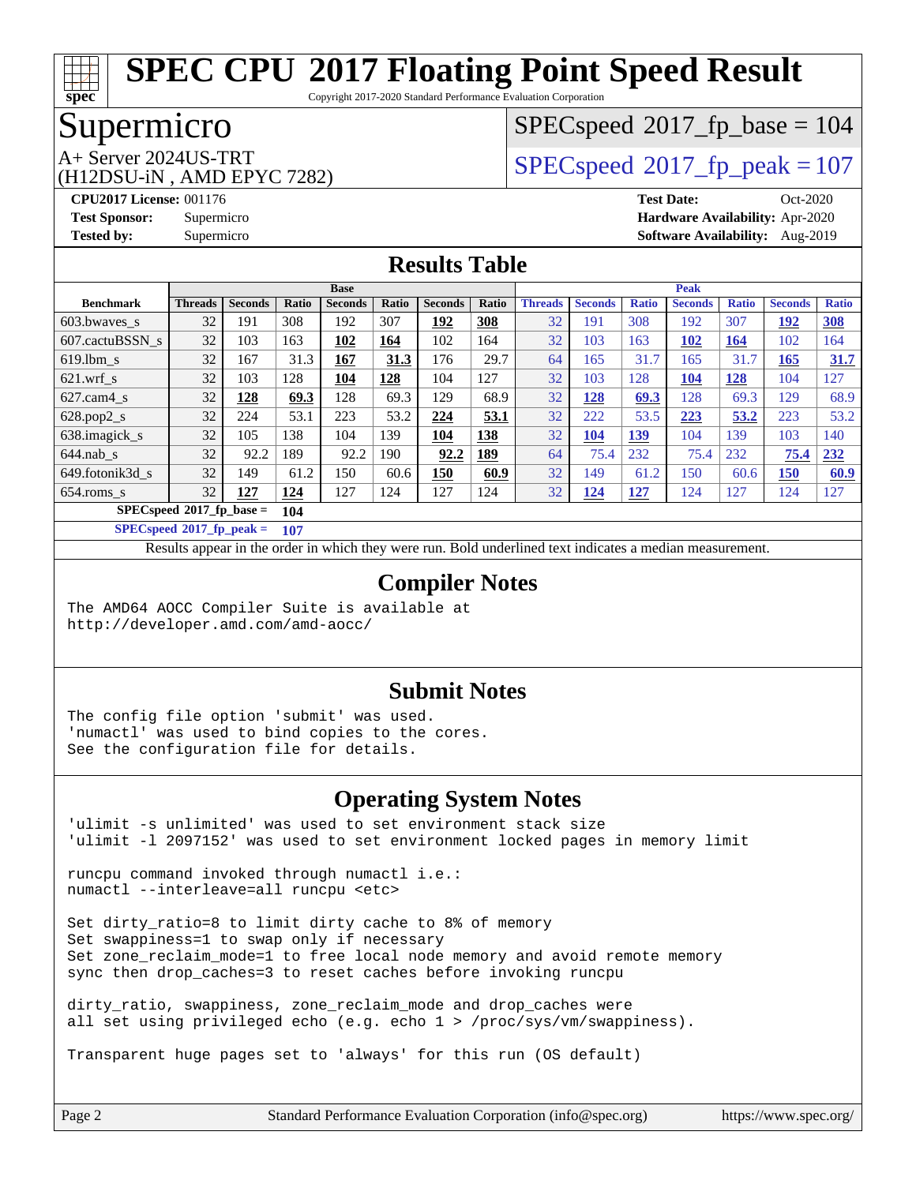# SPEC CPU 2017 Floating Point Speed Result

Copyright 2017-2020 Standard Performance Evaluation Corporation

## Supermicro

A+ Server 2024US-TRT
(H12DSU-iN , AMD EPYC 7282)

SPECspeed 2017_fp_base = 104

SPECspeed 2017_fp_peak = 107

**CPU2017 License:** 001176
**Test Sponsor:** Supermicro
**Tested by:** Supermicro

**Test Date:** Oct-2020
**Hardware Availability:** Apr-2020
**Software Availability:** Aug-2019

## Results Table

| | Base | | | | | | | Peak | | | | | | |
|---|---|---|---|---|---|---|---|---|---|---|---|---|---|---|
| **Benchmark** | **Threads** | **Seconds** | **Ratio** | **Seconds** | **Ratio** | **Seconds** | **Ratio** | **Threads** | **Seconds** | **Ratio** | **Seconds** | **Ratio** | **Seconds** | **Ratio** |
| 603.bwaves_s | 32 | 191 | 308 | 192 | 307 | **192** | **308** | 32 | 191 | 308 | 192 | 307 | **192** | **308** |
| 607.cactuBSSN_s | 32 | 103 | 163 | **102** | **164** | 102 | 164 | 32 | 103 | 163 | **102** | **164** | 102 | 164 |
| 619.lbm_s | 32 | 167 | 31.3 | **167** | **31.3** | 176 | 29.7 | 64 | 165 | 31.7 | 165 | 31.7 | **165** | **31.7** |
| 621.wrf_s | 32 | 103 | 128 | **104** | **128** | 104 | 127 | 32 | 103 | 128 | **104** | **128** | 104 | 127 |
| 627.cam4_s | 32 | **128** | **69.3** | 128 | 69.3 | 129 | 68.9 | 32 | **128** | **69.3** | 128 | 69.3 | 129 | 68.9 |
| 628.pop2_s | 32 | 224 | 53.1 | 223 | 53.2 | **224** | **53.1** | 32 | 222 | 53.5 | **223** | **53.2** | 223 | 53.2 |
| 638.imagick_s | 32 | 105 | 138 | 104 | 139 | **104** | **138** | 32 | **104** | **139** | 104 | 139 | 103 | 140 |
| 644.nab_s | 32 | 92.2 | 189 | 92.2 | 190 | **92.2** | **189** | 64 | 75.4 | 232 | 75.4 | 232 | **75.4** | **232** |
| 649.fotonik3d_s | 32 | 149 | 61.2 | 150 | 60.6 | **150** | **60.9** | 32 | 149 | 61.2 | 150 | 60.6 | **150** | **60.9** |
| 654.roms_s | 32 | **127** | **124** | 127 | 124 | 127 | 124 | 32 | **124** | **127** | 124 | 127 | 124 | 127 |

**SPECspeed 2017_fp_base = 104**

**SPECspeed 2017_fp_peak = 107**

Results appear in the order in which they were run. Bold underlined text indicates a median measurement.

## Compiler Notes

```
The AMD64 AOCC Compiler Suite is available at
http://developer.amd.com/amd-aocc/
```

## Submit Notes

```
The config file option 'submit' was used.
'numactl' was used to bind copies to the cores.
See the configuration file for details.
```

## Operating System Notes

```
'ulimit -s unlimited' was used to set environment stack size
'ulimit -l 2097152' was used to set environment locked pages in memory limit

runcpu command invoked through numactl i.e.:
numactl --interleave=all runcpu <etc>

Set dirty_ratio=8 to limit dirty cache to 8% of memory
Set swappiness=1 to swap only if necessary
Set zone_reclaim_mode=1 to free local node memory and avoid remote memory
sync then drop_caches=3 to reset caches before invoking runcpu

dirty_ratio, swappiness, zone_reclaim_mode and drop_caches were
all set using privileged echo (e.g. echo 1 > /proc/sys/vm/swappiness).

Transparent huge pages set to 'always' for this run (OS default)
```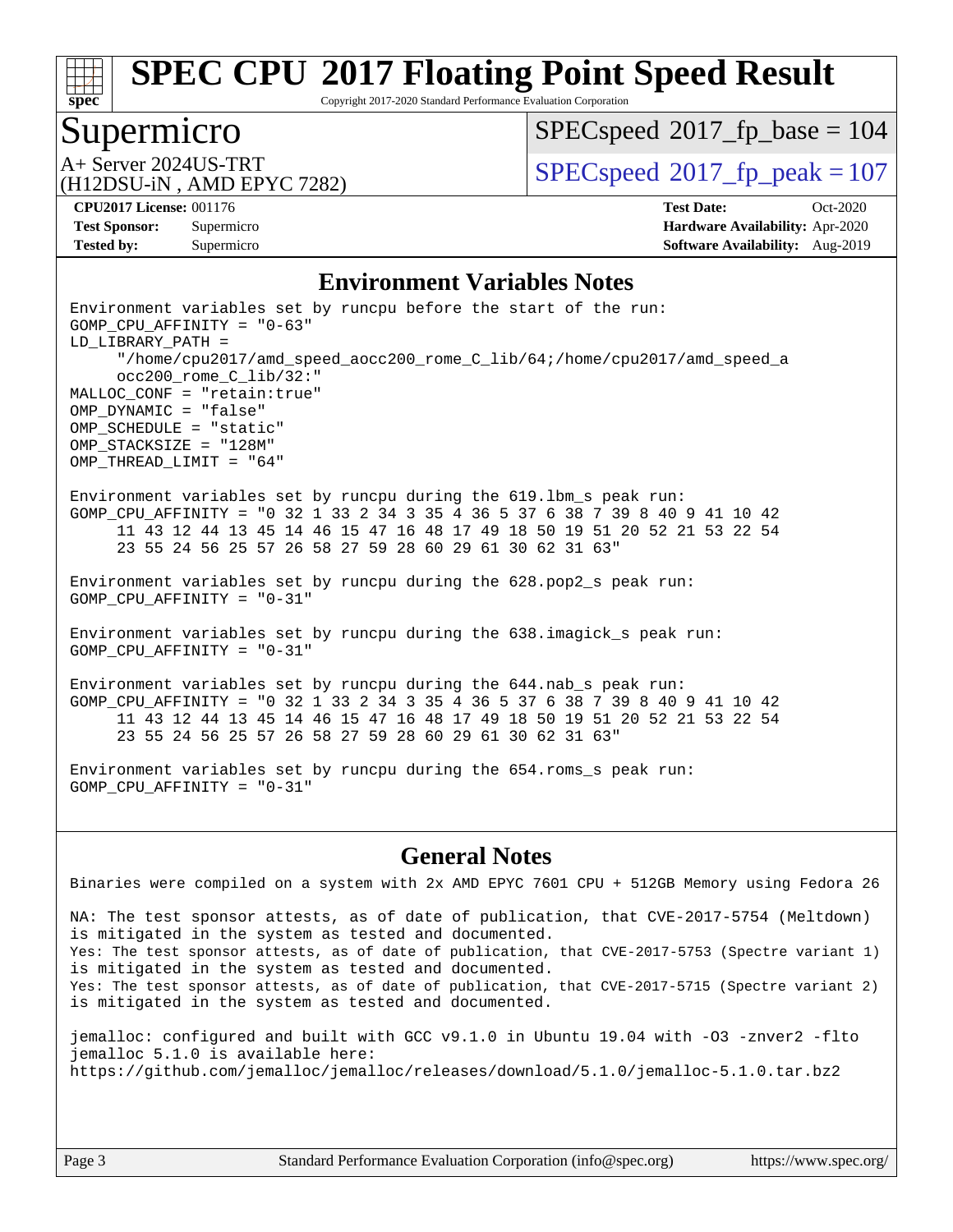# SPEC CPU 2017 Floating Point Speed Result

Copyright 2017-2020 Standard Performance Evaluation Corporation

## Supermicro

A+ Server 2024US-TRT
(H12DSU-iN , AMD EPYC 7282)

SPECspeed 2017_fp_base = 104

SPECspeed 2017_fp_peak = 107

**CPU2017 License:** 001176
**Test Sponsor:** Supermicro
**Tested by:** Supermicro

**Test Date:** Oct-2020
**Hardware Availability:** Apr-2020
**Software Availability:** Aug-2019

### Environment Variables Notes

```
Environment variables set by runcpu before the start of the run:
GOMP_CPU_AFFINITY = "0-63"
LD_LIBRARY_PATH =
     "/home/cpu2017/amd_speed_aocc200_rome_C_lib/64;/home/cpu2017/amd_speed_a
     occ200_rome_C_lib/32:"
MALLOC_CONF = "retain:true"
OMP_DYNAMIC = "false"
OMP_SCHEDULE = "static"
OMP_STACKSIZE = "128M"
OMP_THREAD_LIMIT = "64"

Environment variables set by runcpu during the 619.lbm_s peak run:
GOMP_CPU_AFFINITY = "0 32 1 33 2 34 3 35 4 36 5 37 6 38 7 39 8 40 9 41 10 42
     11 43 12 44 13 45 14 46 15 47 16 48 17 49 18 50 19 51 20 52 21 53 22 54
     23 55 24 56 25 57 26 58 27 59 28 60 29 61 30 62 31 63"

Environment variables set by runcpu during the 628.pop2_s peak run:
GOMP_CPU_AFFINITY = "0-31"

Environment variables set by runcpu during the 638.imagick_s peak run:
GOMP_CPU_AFFINITY = "0-31"

Environment variables set by runcpu during the 644.nab_s peak run:
GOMP_CPU_AFFINITY = "0 32 1 33 2 34 3 35 4 36 5 37 6 38 7 39 8 40 9 41 10 42
     11 43 12 44 13 45 14 46 15 47 16 48 17 49 18 50 19 51 20 52 21 53 22 54
     23 55 24 56 25 57 26 58 27 59 28 60 29 61 30 62 31 63"

Environment variables set by runcpu during the 654.roms_s peak run:
GOMP_CPU_AFFINITY = "0-31"
```

### General Notes

```
Binaries were compiled on a system with 2x AMD EPYC 7601 CPU + 512GB Memory using Fedora 26

NA: The test sponsor attests, as of date of publication, that CVE-2017-5754 (Meltdown)
is mitigated in the system as tested and documented.
Yes: The test sponsor attests, as of date of publication, that CVE-2017-5753 (Spectre variant 1)
is mitigated in the system as tested and documented.
Yes: The test sponsor attests, as of date of publication, that CVE-2017-5715 (Spectre variant 2)
is mitigated in the system as tested and documented.

jemalloc: configured and built with GCC v9.1.0 in Ubuntu 19.04 with -O3 -znver2 -flto
jemalloc 5.1.0 is available here:
https://github.com/jemalloc/jemalloc/releases/download/5.1.0/jemalloc-5.1.0.tar.bz2
```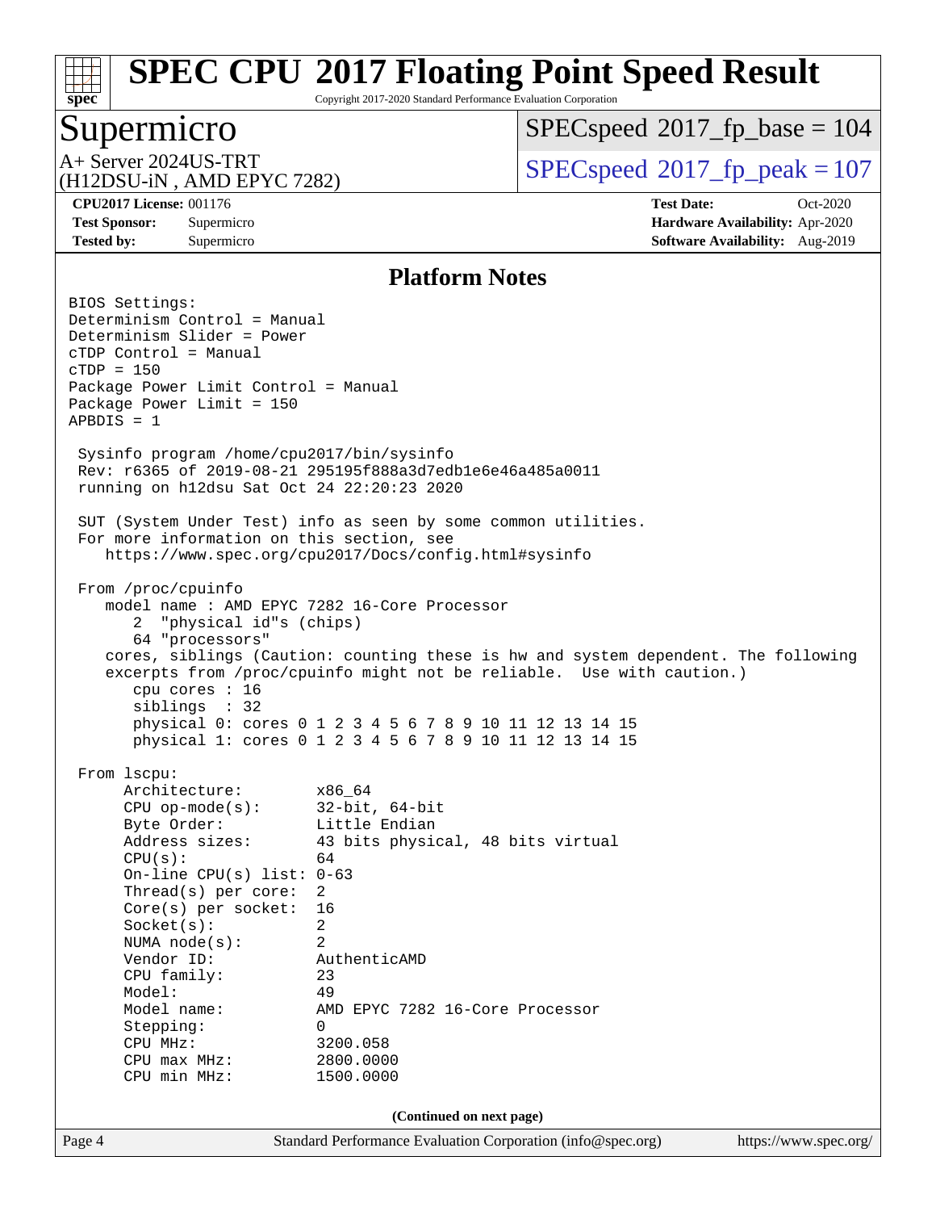# SPEC CPU 2017 Floating Point Speed Result

Copyright 2017-2020 Standard Performance Evaluation Corporation

## Supermicro

A+ Server 2024US-TRT
(H12DSU-iN , AMD EPYC 7282)

SPECspeed 2017_fp_base = 104

SPECspeed 2017_fp_peak = 107

**CPU2017 License:** 001176
**Test Sponsor:** Supermicro
**Tested by:** Supermicro

**Test Date:** Oct-2020
**Hardware Availability:** Apr-2020
**Software Availability:** Aug-2019

## Platform Notes

```
BIOS Settings:
Determinism Control = Manual
Determinism Slider = Power
cTDP Control = Manual
cTDP = 150
Package Power Limit Control = Manual
Package Power Limit = 150
APBDIS = 1

 Sysinfo program /home/cpu2017/bin/sysinfo
 Rev: r6365 of 2019-08-21 295195f888a3d7edb1e6e46a485a0011
 running on h12dsu Sat Oct 24 22:20:23 2020

 SUT (System Under Test) info as seen by some common utilities.
 For more information on this section, see
    https://www.spec.org/cpu2017/Docs/config.html#sysinfo

 From /proc/cpuinfo
    model name : AMD EPYC 7282 16-Core Processor
       2  "physical id"s (chips)
       64 "processors"
    cores, siblings (Caution: counting these is hw and system dependent. The following
    excerpts from /proc/cpuinfo might not be reliable.  Use with caution.)
       cpu cores : 16
       siblings  : 32
       physical 0: cores 0 1 2 3 4 5 6 7 8 9 10 11 12 13 14 15
       physical 1: cores 0 1 2 3 4 5 6 7 8 9 10 11 12 13 14 15

 From lscpu:
      Architecture:        x86_64
      CPU op-mode(s):      32-bit, 64-bit
      Byte Order:          Little Endian
      Address sizes:       43 bits physical, 48 bits virtual
      CPU(s):              64
      On-line CPU(s) list: 0-63
      Thread(s) per core:  2
      Core(s) per socket:  16
      Socket(s):           2
      NUMA node(s):        2
      Vendor ID:           AuthenticAMD
      CPU family:          23
      Model:               49
      Model name:          AMD EPYC 7282 16-Core Processor
      Stepping:            0
      CPU MHz:             3200.058
      CPU max MHz:         2800.0000
      CPU min MHz:         1500.0000
```

(Continued on next page)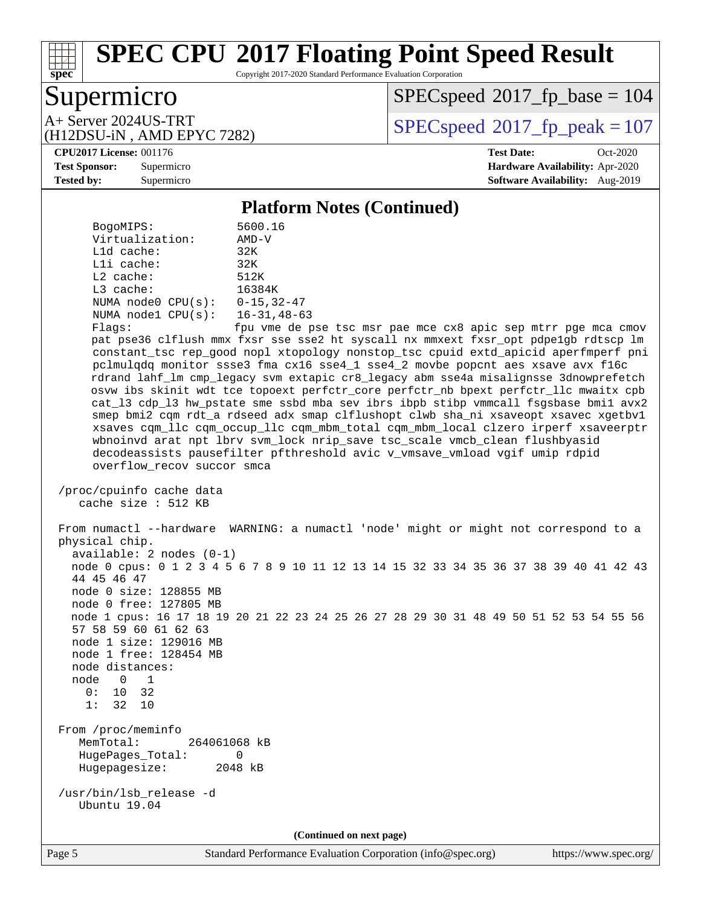# Platform Notes (Continued)

```
BogoMIPS:            5600.16
Virtualization:      AMD-V
L1d cache:           32K
L1i cache:           32K
L2 cache:            512K
L3 cache:            16384K
NUMA node0 CPU(s):   0-15,32-47
NUMA node1 CPU(s):   16-31,48-63
Flags:               fpu vme de pse tsc msr pae mce cx8 apic sep mtrr pge mca cmov
pat pse36 clflush mmx fxsr sse sse2 ht syscall nx mmxext fxsr_opt pdpe1gb rdtscp lm
constant_tsc rep_good nopl xtopology nonstop_tsc cpuid extd_apicid aperfmperf pni
pclmulqdq monitor ssse3 fma cx16 sse4_1 sse4_2 movbe popcnt aes xsave avx f16c
rdrand lahf_lm cmp_legacy svm extapic cr8_legacy abm sse4a misalignsse 3dnowprefetch
osvw ibs skinit wdt tce topoext perfctr_core perfctr_nb bpext perfctr_llc mwaitx cpb
cat_l3 cdp_l3 hw_pstate sme ssbd mba sev ibrs ibpb stibp vmmcall fsgsbase bmi1 avx2
smep bmi2 cqm rdt_a rdseed adx smap clflushopt clwb sha_ni xsaveopt xsavec xgetbv1
xsaves cqm_llc cqm_occup_llc cqm_mbm_total cqm_mbm_local clzero irperf xsaveerptr
wbnoinvd arat npt lbrv svm_lock nrip_save tsc_scale vmcb_clean flushbyasid
decodeassists pausefilter pfthreshold avic v_vmsave_vmload vgif umip rdpid
overflow_recov succor smca

/proc/cpuinfo cache data
   cache size : 512 KB

From numactl --hardware  WARNING: a numactl 'node' might or might not correspond to a
physical chip.
  available: 2 nodes (0-1)
  node 0 cpus: 0 1 2 3 4 5 6 7 8 9 10 11 12 13 14 15 32 33 34 35 36 37 38 39 40 41 42 43
  44 45 46 47
  node 0 size: 128855 MB
  node 0 free: 127805 MB
  node 1 cpus: 16 17 18 19 20 21 22 23 24 25 26 27 28 29 30 31 48 49 50 51 52 53 54 55 56
  57 58 59 60 61 62 63
  node 1 size: 129016 MB
  node 1 free: 128454 MB
  node distances:
  node   0   1
    0:  10  32
    1:  32  10

From /proc/meminfo
   MemTotal:       264061068 kB
   HugePages_Total:       0
   Hugepagesize:       2048 kB

/usr/bin/lsb_release -d
   Ubuntu 19.04
```

(Continued on next page)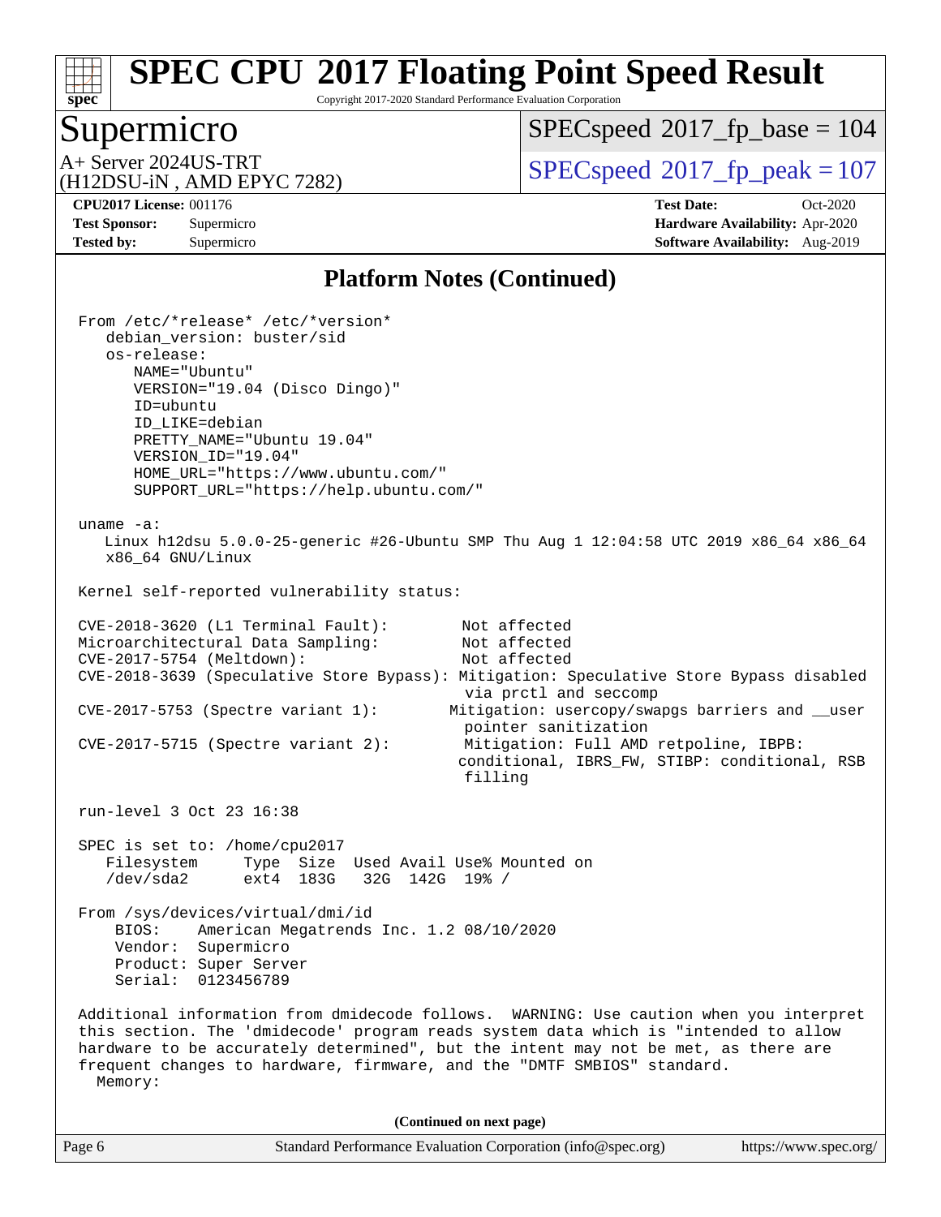# SPEC CPU 2017 Floating Point Speed Result

Copyright 2017-2020 Standard Performance Evaluation Corporation

## Supermicro

A+ Server 2024US-TRT
(H12DSU-iN , AMD EPYC 7282)

SPECspeed 2017_fp_base = 104

SPECspeed 2017_fp_peak = 107

**CPU2017 License:** 001176
**Test Sponsor:** Supermicro
**Tested by:** Supermicro

**Test Date:** Oct-2020
**Hardware Availability:** Apr-2020
**Software Availability:** Aug-2019

### Platform Notes (Continued)

```
From /etc/*release* /etc/*version*
   debian_version: buster/sid
   os-release:
      NAME="Ubuntu"
      VERSION="19.04 (Disco Dingo)"
      ID=ubuntu
      ID_LIKE=debian
      PRETTY_NAME="Ubuntu 19.04"
      VERSION_ID="19.04"
      HOME_URL="https://www.ubuntu.com/"
      SUPPORT_URL="https://help.ubuntu.com/"

uname -a:
   Linux h12dsu 5.0.0-25-generic #26-Ubuntu SMP Thu Aug 1 12:04:58 UTC 2019 x86_64 x86_64
   x86_64 GNU/Linux

Kernel self-reported vulnerability status:

CVE-2018-3620 (L1 Terminal Fault):         Not affected
Microarchitectural Data Sampling:          Not affected
CVE-2017-5754 (Meltdown):                  Not affected
CVE-2018-3639 (Speculative Store Bypass): Mitigation: Speculative Store Bypass disabled
                                           via prctl and seccomp
CVE-2017-5753 (Spectre variant 1):        Mitigation: usercopy/swapgs barriers and __user
                                           pointer sanitization
CVE-2017-5715 (Spectre variant 2):         Mitigation: Full AMD retpoline, IBPB:
                                          conditional, IBRS_FW, STIBP: conditional, RSB
                                           filling

run-level 3 Oct 23 16:38

SPEC is set to: /home/cpu2017
   Filesystem     Type  Size  Used Avail Use% Mounted on
   /dev/sda2      ext4  183G   32G  142G  19% /

From /sys/devices/virtual/dmi/id
    BIOS:    American Megatrends Inc. 1.2 08/10/2020
    Vendor:  Supermicro
    Product: Super Server
    Serial:  0123456789

Additional information from dmidecode follows.  WARNING: Use caution when you interpret
this section. The 'dmidecode' program reads system data which is "intended to allow
hardware to be accurately determined", but the intent may not be met, as there are
frequent changes to hardware, firmware, and the "DMTF SMBIOS" standard.
  Memory:
```

(Continued on next page)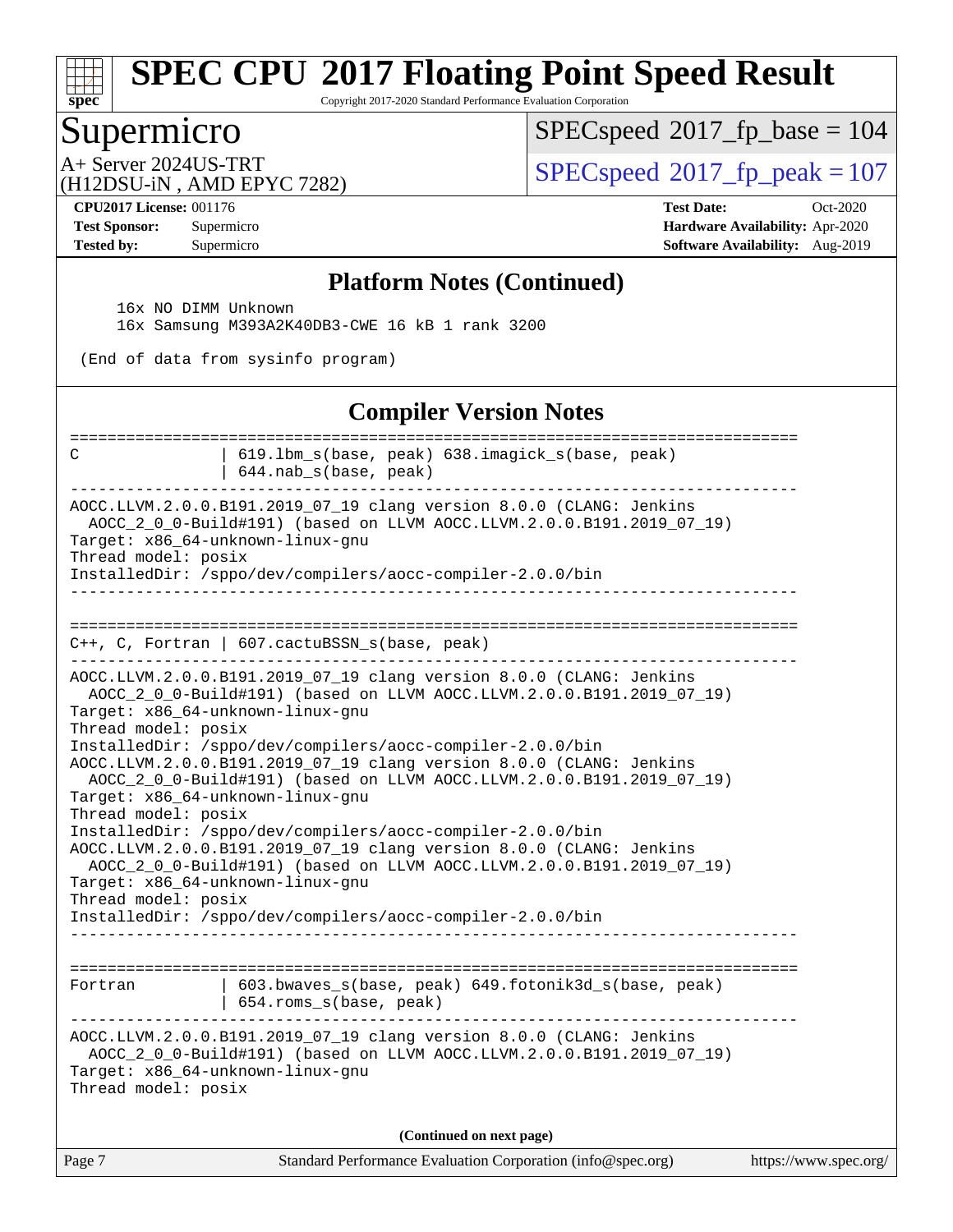## Platform Notes (Continued)

```
16x NO DIMM Unknown
16x Samsung M393A2K40DB3-CWE 16 kB 1 rank 3200

(End of data from sysinfo program)
```

## Compiler Version Notes

```
==============================================================================
C               | 619.lbm_s(base, peak) 638.imagick_s(base, peak)
                | 644.nab_s(base, peak)
------------------------------------------------------------------------------
AOCC.LLVM.2.0.0.B191.2019_07_19 clang version 8.0.0 (CLANG: Jenkins
  AOCC_2_0_0-Build#191) (based on LLVM AOCC.LLVM.2.0.0.B191.2019_07_19)
Target: x86_64-unknown-linux-gnu
Thread model: posix
InstalledDir: /sppo/dev/compilers/aocc-compiler-2.0.0/bin
------------------------------------------------------------------------------

==============================================================================
C++, C, Fortran | 607.cactuBSSN_s(base, peak)
------------------------------------------------------------------------------
AOCC.LLVM.2.0.0.B191.2019_07_19 clang version 8.0.0 (CLANG: Jenkins
  AOCC_2_0_0-Build#191) (based on LLVM AOCC.LLVM.2.0.0.B191.2019_07_19)
Target: x86_64-unknown-linux-gnu
Thread model: posix
InstalledDir: /sppo/dev/compilers/aocc-compiler-2.0.0/bin
AOCC.LLVM.2.0.0.B191.2019_07_19 clang version 8.0.0 (CLANG: Jenkins
  AOCC_2_0_0-Build#191) (based on LLVM AOCC.LLVM.2.0.0.B191.2019_07_19)
Target: x86_64-unknown-linux-gnu
Thread model: posix
InstalledDir: /sppo/dev/compilers/aocc-compiler-2.0.0/bin
AOCC.LLVM.2.0.0.B191.2019_07_19 clang version 8.0.0 (CLANG: Jenkins
  AOCC_2_0_0-Build#191) (based on LLVM AOCC.LLVM.2.0.0.B191.2019_07_19)
Target: x86_64-unknown-linux-gnu
Thread model: posix
InstalledDir: /sppo/dev/compilers/aocc-compiler-2.0.0/bin
------------------------------------------------------------------------------

==============================================================================
Fortran         | 603.bwaves_s(base, peak) 649.fotonik3d_s(base, peak)
                | 654.roms_s(base, peak)
------------------------------------------------------------------------------
AOCC.LLVM.2.0.0.B191.2019_07_19 clang version 8.0.0 (CLANG: Jenkins
  AOCC_2_0_0-Build#191) (based on LLVM AOCC.LLVM.2.0.0.B191.2019_07_19)
Target: x86_64-unknown-linux-gnu
Thread model: posix
```

**(Continued on next page)**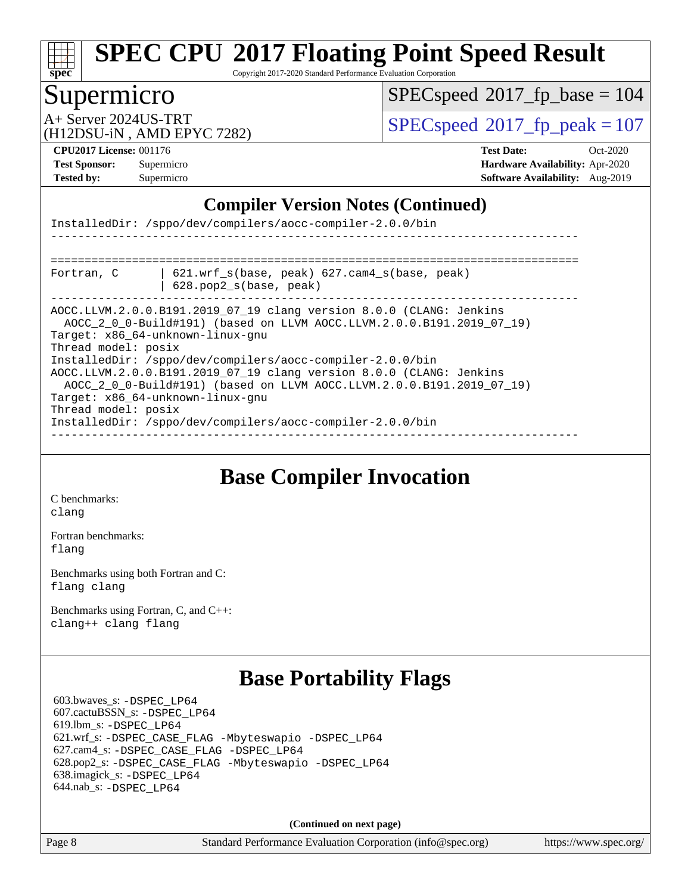## Compiler Version Notes (Continued)

```
InstalledDir: /sppo/dev/compilers/aocc-compiler-2.0.0/bin
------------------------------------------------------------------------------

==============================================================================
Fortran, C       | 621.wrf_s(base, peak) 627.cam4_s(base, peak)
                 | 628.pop2_s(base, peak)
------------------------------------------------------------------------------
AOCC.LLVM.2.0.0.B191.2019_07_19 clang version 8.0.0 (CLANG: Jenkins
  AOCC_2_0_0-Build#191) (based on LLVM AOCC.LLVM.2.0.0.B191.2019_07_19)
Target: x86_64-unknown-linux-gnu
Thread model: posix
InstalledDir: /sppo/dev/compilers/aocc-compiler-2.0.0/bin
AOCC.LLVM.2.0.0.B191.2019_07_19 clang version 8.0.0 (CLANG: Jenkins
  AOCC_2_0_0-Build#191) (based on LLVM AOCC.LLVM.2.0.0.B191.2019_07_19)
Target: x86_64-unknown-linux-gnu
Thread model: posix
InstalledDir: /sppo/dev/compilers/aocc-compiler-2.0.0/bin
------------------------------------------------------------------------------
```

## Base Compiler Invocation

C benchmarks:
`clang`

Fortran benchmarks:
`flang`

Benchmarks using both Fortran and C:
`flang clang`

Benchmarks using Fortran, C, and C++:
`clang++ clang flang`

## Base Portability Flags

603.bwaves_s: -DSPEC_LP64
607.cactuBSSN_s: -DSPEC_LP64
619.lbm_s: -DSPEC_LP64
621.wrf_s: -DSPEC_CASE_FLAG -Mbyteswapio -DSPEC_LP64
627.cam4_s: -DSPEC_CASE_FLAG -DSPEC_LP64
628.pop2_s: -DSPEC_CASE_FLAG -Mbyteswapio -DSPEC_LP64
638.imagick_s: -DSPEC_LP64
644.nab_s: -DSPEC_LP64

**(Continued on next page)**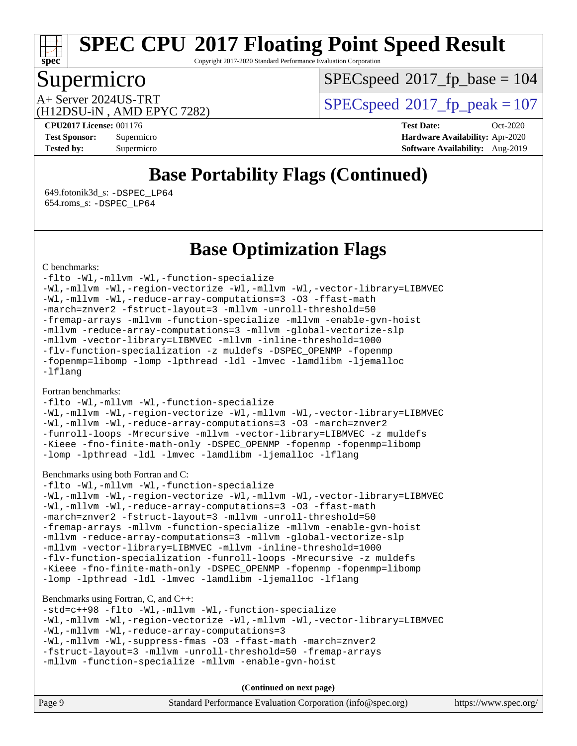# Base Portability Flags (Continued)

649.fotonik3d_s: -DSPEC_LP64
654.roms_s: -DSPEC_LP64

# Base Optimization Flags

C benchmarks:

```
-flto -Wl,-mllvm -Wl,-function-specialize
-Wl,-mllvm -Wl,-region-vectorize -Wl,-mllvm -Wl,-vector-library=LIBMVEC
-Wl,-mllvm -Wl,-reduce-array-computations=3 -O3 -ffast-math
-march=znver2 -fstruct-layout=3 -mllvm -unroll-threshold=50
-fremap-arrays -mllvm -function-specialize -mllvm -enable-gvn-hoist
-mllvm -reduce-array-computations=3 -mllvm -global-vectorize-slp
-mllvm -vector-library=LIBMVEC -mllvm -inline-threshold=1000
-flv-function-specialization -z muldefs -DSPEC_OPENMP -fopenmp
-fopenmp=libomp -lomp -lpthread -ldl -lmvec -lamdlibm -ljemalloc
-lflang
```

Fortran benchmarks:

```
-flto -Wl,-mllvm -Wl,-function-specialize
-Wl,-mllvm -Wl,-region-vectorize -Wl,-mllvm -Wl,-vector-library=LIBMVEC
-Wl,-mllvm -Wl,-reduce-array-computations=3 -O3 -march=znver2
-funroll-loops -Mrecursive -mllvm -vector-library=LIBMVEC -z muldefs
-Kieee -fno-finite-math-only -DSPEC_OPENMP -fopenmp -fopenmp=libomp
-lomp -lpthread -ldl -lmvec -lamdlibm -ljemalloc -lflang
```

Benchmarks using both Fortran and C:

```
-flto -Wl,-mllvm -Wl,-function-specialize
-Wl,-mllvm -Wl,-region-vectorize -Wl,-mllvm -Wl,-vector-library=LIBMVEC
-Wl,-mllvm -Wl,-reduce-array-computations=3 -O3 -ffast-math
-march=znver2 -fstruct-layout=3 -mllvm -unroll-threshold=50
-fremap-arrays -mllvm -function-specialize -mllvm -enable-gvn-hoist
-mllvm -reduce-array-computations=3 -mllvm -global-vectorize-slp
-mllvm -vector-library=LIBMVEC -mllvm -inline-threshold=1000
-flv-function-specialization -funroll-loops -Mrecursive -z muldefs
-Kieee -fno-finite-math-only -DSPEC_OPENMP -fopenmp -fopenmp=libomp
-lomp -lpthread -ldl -lmvec -lamdlibm -ljemalloc -lflang
```

Benchmarks using Fortran, C, and C++:

```
-std=c++98 -flto -Wl,-mllvm -Wl,-function-specialize
-Wl,-mllvm -Wl,-region-vectorize -Wl,-mllvm -Wl,-vector-library=LIBMVEC
-Wl,-mllvm -Wl,-reduce-array-computations=3
-Wl,-mllvm -Wl,-suppress-fmas -O3 -ffast-math -march=znver2
-fstruct-layout=3 -mllvm -unroll-threshold=50 -fremap-arrays
-mllvm -function-specialize -mllvm -enable-gvn-hoist
```

(Continued on next page)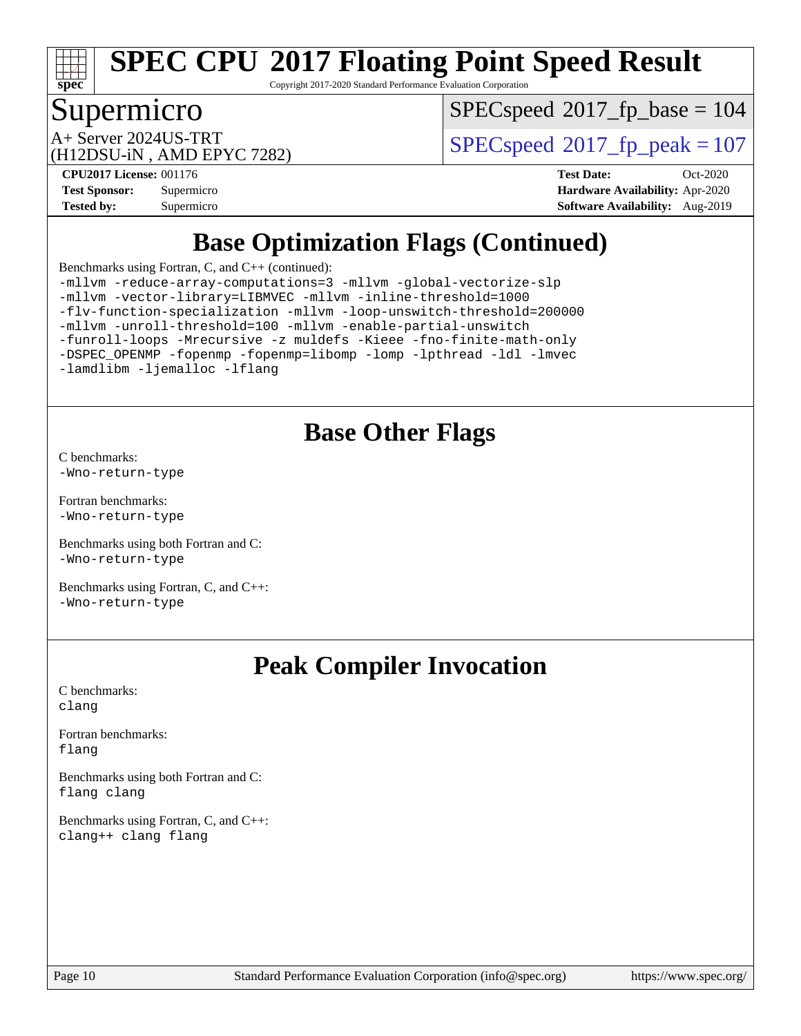# SPEC CPU 2017 Floating Point Speed Result

Copyright 2017-2020 Standard Performance Evaluation Corporation

## Supermicro

A+ Server 2024US-TRT
(H12DSU-iN , AMD EPYC 7282)

SPECspeed 2017_fp_base = 104

SPECspeed 2017_fp_peak = 107

**CPU2017 License:** 001176
**Test Sponsor:** Supermicro
**Tested by:** Supermicro

**Test Date:** Oct-2020
**Hardware Availability:** Apr-2020
**Software Availability:** Aug-2019

## Base Optimization Flags (Continued)

Benchmarks using Fortran, C, and C++ (continued):

```
-mllvm -reduce-array-computations=3 -mllvm -global-vectorize-slp
-mllvm -vector-library=LIBMVEC -mllvm -inline-threshold=1000
-flv-function-specialization -mllvm -loop-unswitch-threshold=200000
-mllvm -unroll-threshold=100 -mllvm -enable-partial-unswitch
-funroll-loops -Mrecursive -z muldefs -Kieee -fno-finite-math-only
-DSPEC_OPENMP -fopenmp -fopenmp=libomp -lomp -lpthread -ldl -lmvec
-lamdlibm -ljemalloc -lflang
```

## Base Other Flags

C benchmarks:
`-Wno-return-type`

Fortran benchmarks:
`-Wno-return-type`

Benchmarks using both Fortran and C:
`-Wno-return-type`

Benchmarks using Fortran, C, and C++:
`-Wno-return-type`

## Peak Compiler Invocation

C benchmarks:
`clang`

Fortran benchmarks:
`flang`

Benchmarks using both Fortran and C:
`flang clang`

Benchmarks using Fortran, C, and C++:
`clang++ clang flang`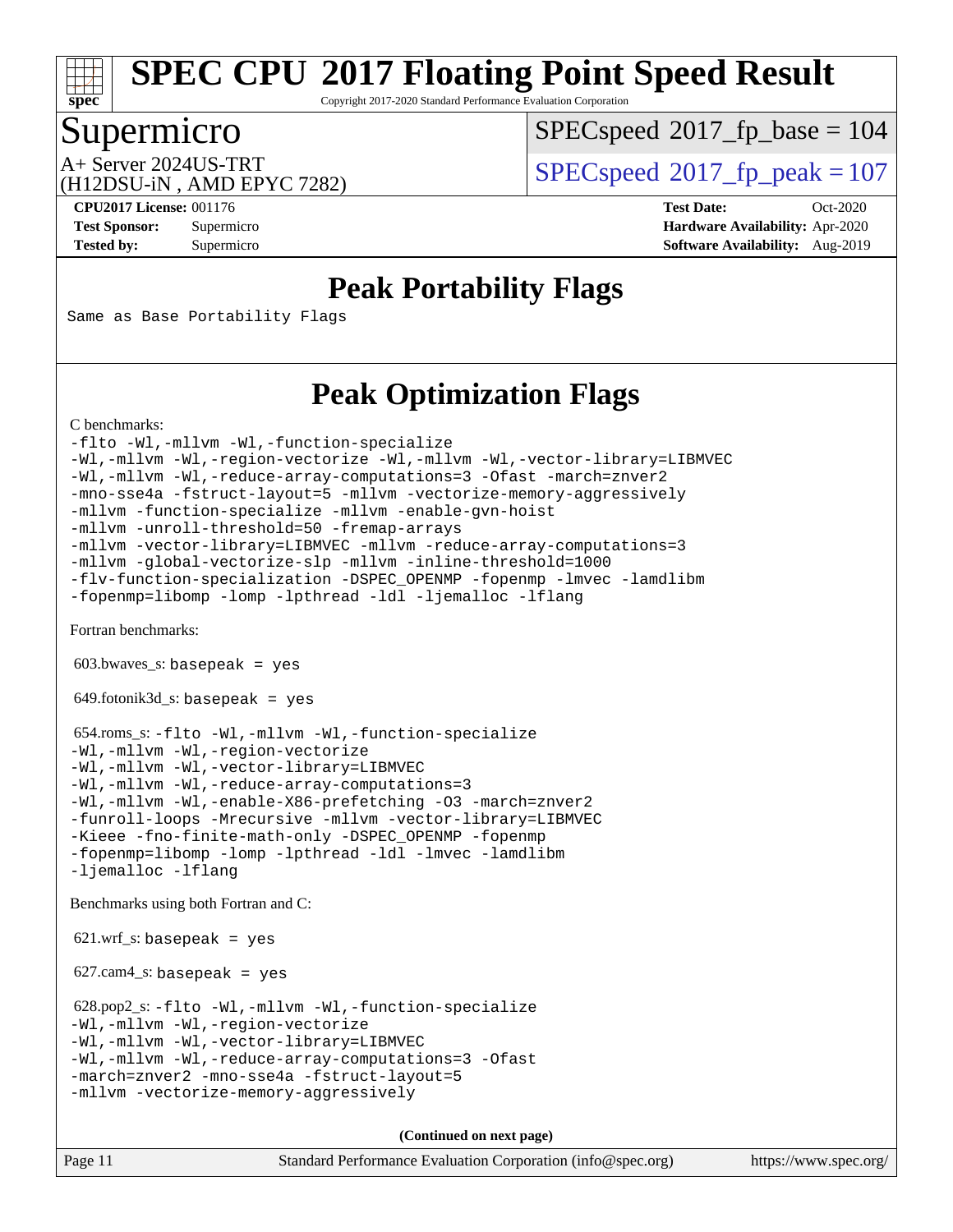# SPEC CPU 2017 Floating Point Speed Result

Copyright 2017-2020 Standard Performance Evaluation Corporation

## Supermicro

A+ Server 2024US-TRT
(H12DSU-iN , AMD EPYC 7282)

SPECspeed 2017_fp_base = 104

SPECspeed 2017_fp_peak = 107

**CPU2017 License:** 001176
**Test Sponsor:** Supermicro
**Tested by:** Supermicro

**Test Date:** Oct-2020
**Hardware Availability:** Apr-2020
**Software Availability:** Aug-2019

## Peak Portability Flags

Same as Base Portability Flags

## Peak Optimization Flags

C benchmarks:

```
-flto -Wl,-mllvm -Wl,-function-specialize
-Wl,-mllvm -Wl,-region-vectorize -Wl,-mllvm -Wl,-vector-library=LIBMVEC
-Wl,-mllvm -Wl,-reduce-array-computations=3 -Ofast -march=znver2
-mno-sse4a -fstruct-layout=5 -mllvm -vectorize-memory-aggressively
-mllvm -function-specialize -mllvm -enable-gvn-hoist
-mllvm -unroll-threshold=50 -fremap-arrays
-mllvm -vector-library=LIBMVEC -mllvm -reduce-array-computations=3
-mllvm -global-vectorize-slp -mllvm -inline-threshold=1000
-flv-function-specialization -DSPEC_OPENMP -fopenmp -lmvec -lamdlibm
-fopenmp=libomp -lomp -lpthread -ldl -ljemalloc -lflang
```

Fortran benchmarks:

603.bwaves_s: `basepeak = yes`

649.fotonik3d_s: `basepeak = yes`

654.roms_s:
```
-flto -Wl,-mllvm -Wl,-function-specialize
-Wl,-mllvm -Wl,-region-vectorize
-Wl,-mllvm -Wl,-vector-library=LIBMVEC
-Wl,-mllvm -Wl,-reduce-array-computations=3
-Wl,-mllvm -Wl,-enable-X86-prefetching -O3 -march=znver2
-funroll-loops -Mrecursive -mllvm -vector-library=LIBMVEC
-Kieee -fno-finite-math-only -DSPEC_OPENMP -fopenmp
-fopenmp=libomp -lomp -lpthread -ldl -lmvec -lamdlibm
-ljemalloc -lflang
```

Benchmarks using both Fortran and C:

621.wrf_s: `basepeak = yes`

627.cam4_s: `basepeak = yes`

628.pop2_s:
```
-flto -Wl,-mllvm -Wl,-function-specialize
-Wl,-mllvm -Wl,-region-vectorize
-Wl,-mllvm -Wl,-vector-library=LIBMVEC
-Wl,-mllvm -Wl,-reduce-array-computations=3 -Ofast
-march=znver2 -mno-sse4a -fstruct-layout=5
-mllvm -vectorize-memory-aggressively
```

**(Continued on next page)**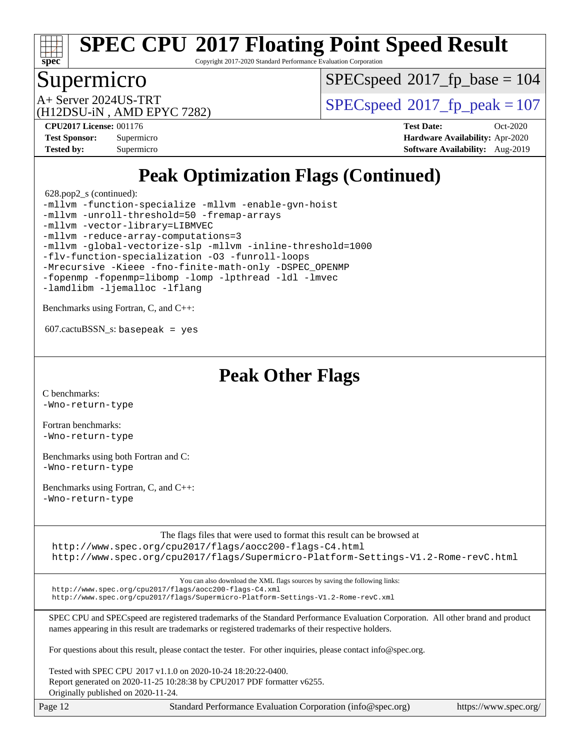# Peak Optimization Flags (Continued)

628.pop2_s (continued):
```
-mllvm -function-specialize -mllvm -enable-gvn-hoist
-mllvm -unroll-threshold=50 -fremap-arrays
-mllvm -vector-library=LIBMVEC
-mllvm -reduce-array-computations=3
-mllvm -global-vectorize-slp -mllvm -inline-threshold=1000
-flv-function-specialization -O3 -funroll-loops
-Mrecursive -Kieee -fno-finite-math-only -DSPEC_OPENMP
-fopenmp -fopenmp=libomp -lomp -lpthread -ldl -lmvec
-lamdlibm -ljemalloc -lflang
```

Benchmarks using Fortran, C, and C++:

607.cactuBSSN_s: `basepeak = yes`

# Peak Other Flags

C benchmarks:
`-Wno-return-type`

Fortran benchmarks:
`-Wno-return-type`

Benchmarks using both Fortran and C:
`-Wno-return-type`

Benchmarks using Fortran, C, and C++:
`-Wno-return-type`

The flags files that were used to format this result can be browsed at
http://www.spec.org/cpu2017/flags/aocc200-flags-C4.html
http://www.spec.org/cpu2017/flags/Supermicro-Platform-Settings-V1.2-Rome-revC.html

You can also download the XML flags sources by saving the following links:
http://www.spec.org/cpu2017/flags/aocc200-flags-C4.xml
http://www.spec.org/cpu2017/flags/Supermicro-Platform-Settings-V1.2-Rome-revC.xml

SPEC CPU and SPECspeed are registered trademarks of the Standard Performance Evaluation Corporation. All other brand and product names appearing in this result are trademarks or registered trademarks of their respective holders.

For questions about this result, please contact the tester. For other inquiries, please contact info@spec.org.

Tested with SPEC CPU 2017 v1.1.0 on 2020-10-24 18:20:22-0400.
Report generated on 2020-11-25 10:28:38 by CPU2017 PDF formatter v6255.
Originally published on 2020-11-24.